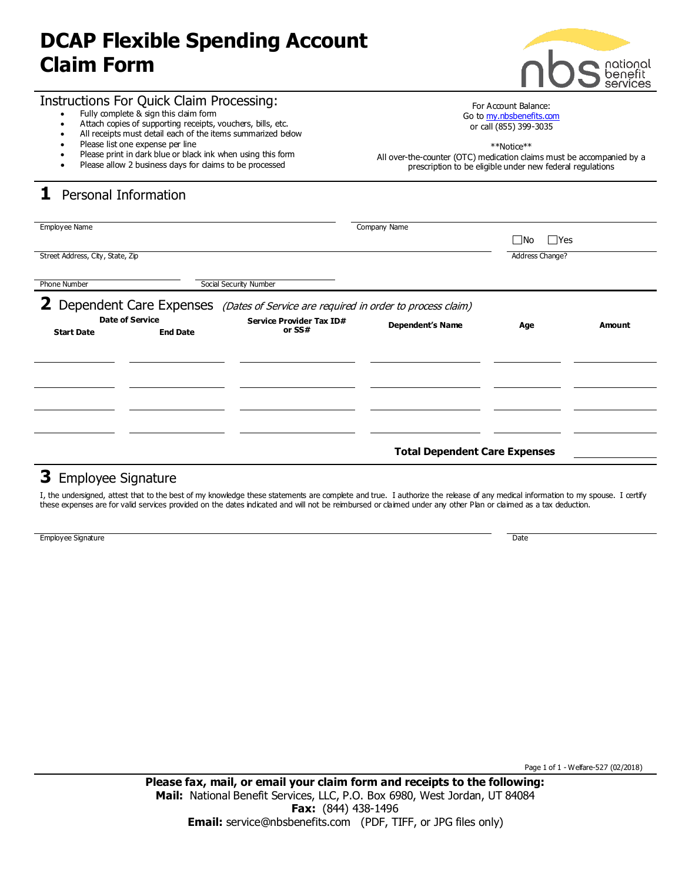# DCAP Flexible Spending Account Claim Form

national benefit services

## Instructions For Quick Claim Processing:

- Fully complete & sign this claim form
- Attach copies of supporting receipts, vouchers, bills, etc.
- All receipts must detail each of the items summarized below
- Please list one expense per line
- Please print in dark blue or black ink when using this form
- Please allow 2 business days for claims to be processed

For Account Balance:
Go to my.nbsbenefits.com
or call (855) 399-3035

**Notice**
All over-the-counter (OTC) medication claims must be accompanied by a prescription to be eligible under new federal regulations

## 1 Personal Information

Employee Name ____________________ Company Name ____________________

Street Address, City, State, Zip ____________________ Address Change? ☐No ☐Yes

Phone Number ____________________ Social Security Number ____________________

## 2 Dependent Care Expenses *(Dates of Service are required in order to process claim)*

| Date of Service | | Service Provider Tax ID# or SS# | Dependent's Name | Age | Amount |
|---|---|---|---|---|---|
| **Start Date** | **End Date** | | | | |
| | | | | | |
| | | | | | |
| | | | | | |
| | | | | | |
| | | | **Total Dependent Care Expenses** | | |

## 3 Employee Signature

I, the undersigned, attest that to the best of my knowledge these statements are complete and true. I authorize the release of any medical information to my spouse. I certify these expenses are for valid services provided on the dates indicated and will not be reimbursed or claimed under any other Plan or claimed as a tax deduction.

Employee Signature ____________________ Date ____________________

Welfare-527 (02/2018)

**Please fax, mail, or email your claim form and receipts to the following:**
**Mail:** National Benefit Services, LLC, P.O. Box 6980, West Jordan, UT 84084
**Fax:** (844) 438-1496
**Email:** service@nbsbenefits.com (PDF, TIFF, or JPG files only)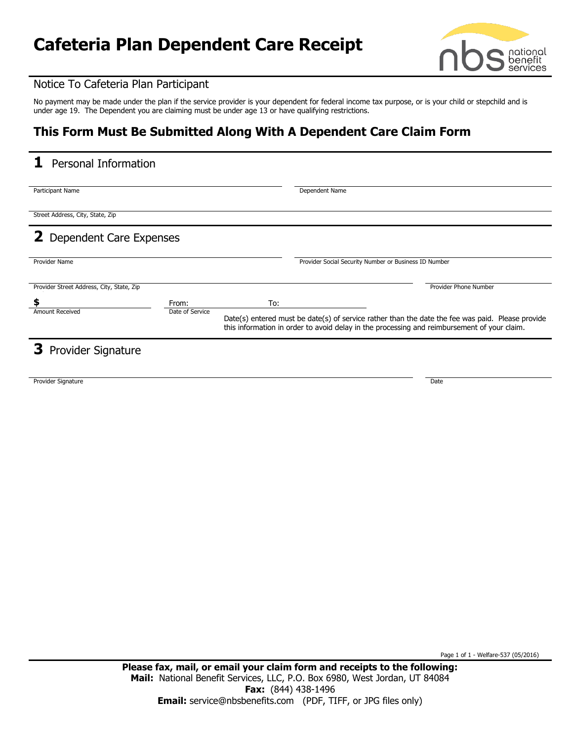# Cafeteria Plan Dependent Care Receipt

national benefit services

## Notice To Cafeteria Plan Participant

No payment may be made under the plan if the service provider is your dependent for federal income tax purpose, or is your child or stepchild and is under age 19. The Dependent you are claiming must be under age 13 or have qualifying restrictions.

## This Form Must Be Submitted Along With A Dependent Care Claim Form

## 1 Personal Information

Participant Name

Dependent Name

Street Address, City, State, Zip

## 2 Dependent Care Expenses

Provider Name

Provider Social Security Number or Business ID Number

Provider Street Address, City, State, Zip

Provider Phone Number

$
Amount Received

From: To:
Date of Service

Date(s) entered must be date(s) of service rather than the date the fee was paid. Please provide this information in order to avoid delay in the processing and reimbursement of your claim.

## 3 Provider Signature

Provider Signature

Date

Welfare-537 (05/2016)

**Please fax, mail, or email your claim form and receipts to the following:**
**Mail:** National Benefit Services, LLC, P.O. Box 6980, West Jordan, UT 84084
**Fax:** (844) 438-1496
**Email:** service@nbsbenefits.com (PDF, TIFF, or JPG files only)